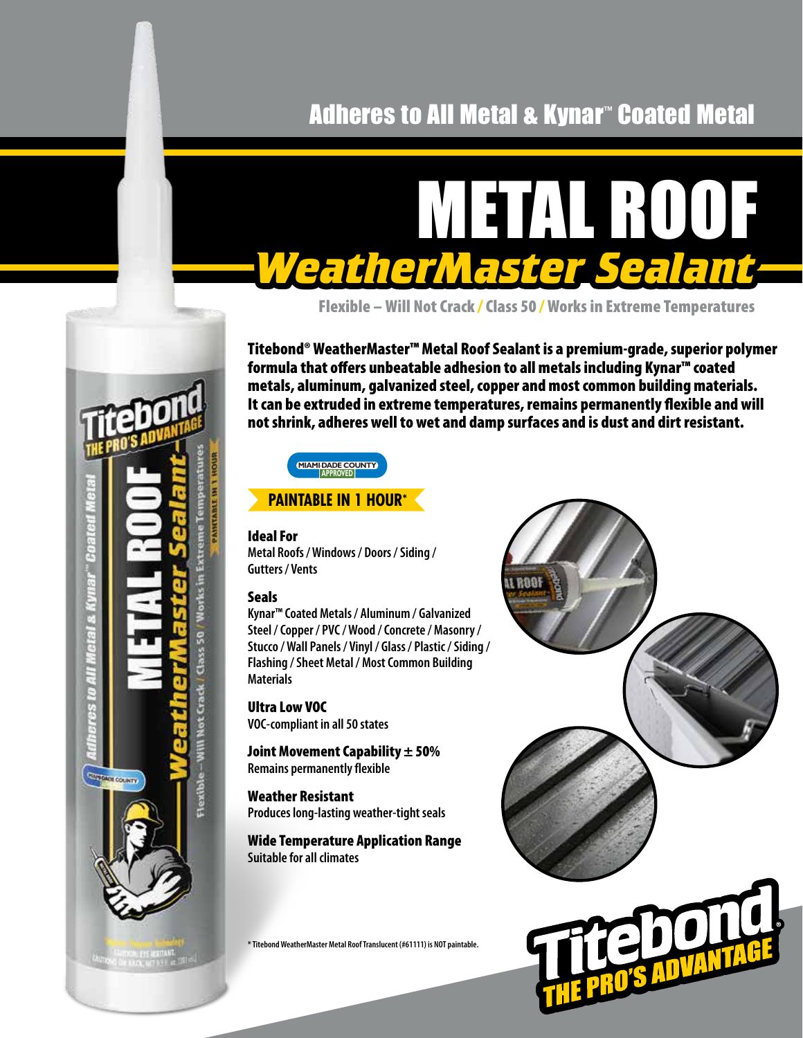Adheres to All Metal & Kynar™ Coated Metal

# METAL ROOF
## *WeatherMaster Sealant*

Flexible – Will Not Crack / Class 50 / Works in Extreme Temperatures

**Titebond® WeatherMaster™ Metal Roof Sealant is a premium-grade, superior polymer formula that offers unbeatable adhesion to all metals including Kynar™ coated metals, aluminum, galvanized steel, copper and most common building materials. It can be extruded in extreme temperatures, remains permanently flexible and will not shrink, adheres well to wet and damp surfaces and is dust and dirt resistant.**

MIAMI-DADE COUNTY APPROVED

**PAINTABLE IN 1 HOUR***

**Ideal For**
Metal Roofs / Windows / Doors / Siding / Gutters / Vents

**Seals**
Kynar™ Coated Metals / Aluminum / Galvanized Steel / Copper / PVC / Wood / Concrete / Masonry / Stucco / Wall Panels / Vinyl / Glass / Plastic / Siding / Flashing / Sheet Metal / Most Common Building Materials

**Ultra Low VOC**
VOC-compliant in all 50 states

**Joint Movement Capability ± 50%**
Remains permanently flexible

**Weather Resistant**
Produces long-lasting weather-tight seals

**Wide Temperature Application Range**
Suitable for all climates

\* Titebond WeatherMaster Metal Roof Translucent (#61111) is NOT paintable.

Titebond® THE PRO'S ADVANTAGE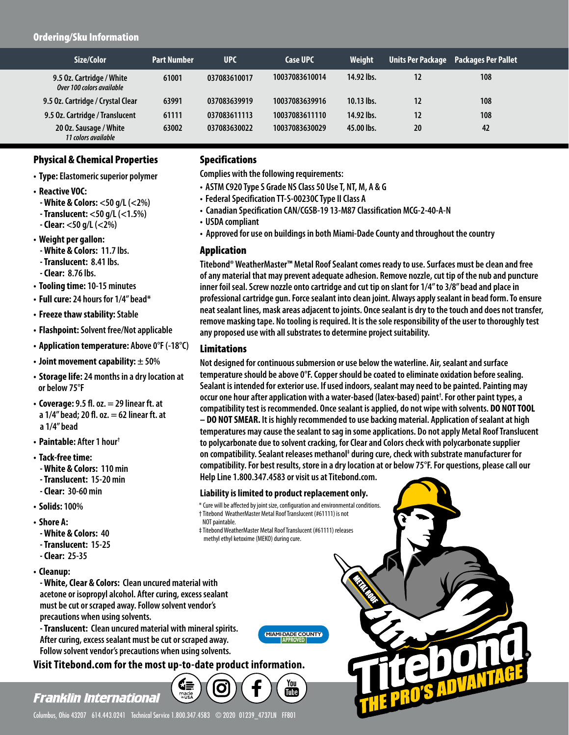## Ordering/Sku Information

| Size/Color | Part Number | UPC | Case UPC | Weight | Units Per Package | Packages Per Pallet |
|---|---|---|---|---|---|---|
| 9.5 Oz. Cartridge / White *Over 100 colors available* | 61001 | 037083610017 | 10037083610014 | 14.92 lbs. | 12 | 108 |
| 9.5 Oz. Cartridge / Crystal Clear | 63991 | 037083639919 | 10037083639916 | 10.13 lbs. | 12 | 108 |
| 9.5 Oz. Cartridge / Translucent | 61111 | 037083611113 | 10037083611110 | 14.92 lbs. | 12 | 108 |
| 20 Oz. Sausage / White *11 colors available* | 63002 | 037083630022 | 10037083630029 | 45.00 lbs. | 20 | 42 |

## Physical & Chemical Properties

- **Type:** Elastomeric superior polymer
- **Reactive VOC:**
  - **White & Colors:** <50 g/L (<2%)
  - **Translucent:** <50 g/L (<1.5%)
  - **Clear:** <50 g/L (<2%)
- **Weight per gallon:**
  - **White & Colors:** 11.7 lbs.
  - **Translucent:** 8.41 lbs.
  - **Clear:** 8.76 lbs.
- **Tooling time:** 10-15 minutes
- **Full cure:** 24 hours for 1/4" bead*
- **Freeze thaw stability:** Stable
- **Flashpoint:** Solvent free/Not applicable
- **Application temperature:** Above 0°F (-18°C)
- **Joint movement capability:** ± 50%
- **Storage life:** 24 months in a dry location at or below 75°F
- **Coverage:** 9.5 fl. oz. = 29 linear ft. at a 1/4" bead; 20 fl. oz. = 62 linear ft. at a 1/4" bead
- **Paintable:** After 1 hour†
- **Tack-free time:**
  - **White & Colors:** 110 min
  - **Translucent:** 15-20 min
  - **Clear:** 30-60 min
- **Solids:** 100%
- **Shore A:**
  - **White & Colors:** 40
  - **Translucent:** 15-25
  - **Clear:** 25-35
- **Cleanup:**
  - **White, Clear & Colors:** Clean uncured material with acetone or isopropyl alcohol. After curing, excess sealant must be cut or scraped away. Follow solvent vendor's precautions when using solvents.
  - **Translucent:** Clean uncured material with mineral spirits. After curing, excess sealant must be cut or scraped away. Follow solvent vendor's precautions when using solvents.

## Specifications

Complies with the following requirements:

- ASTM C920 Type S Grade NS Class 50 Use T, NT, M, A & G
- Federal Specification TT-S-00230C Type II Class A
- Canadian Specification CAN/CGSB-19 13-M87 Classification MCG-2-40-A-N
- USDA compliant
- Approved for use on buildings in both Miami-Dade County and throughout the country

## Application

Titebond® WeatherMaster™ Metal Roof Sealant comes ready to use. Surfaces must be clean and free of any material that may prevent adequate adhesion. Remove nozzle, cut tip of the nub and puncture inner foil seal. Screw nozzle onto cartridge and cut tip on slant for 1/4" to 3/8" bead and place in professional cartridge gun. Force sealant into clean joint. Always apply sealant in bead form. To ensure neat sealant lines, mask areas adjacent to joints. Once sealant is dry to the touch and does not transfer, remove masking tape. No tooling is required. It is the sole responsibility of the user to thoroughly test any proposed use with all substrates to determine project suitability.

## Limitations

Not designed for continuous submersion or use below the waterline. Air, sealant and surface temperature should be above 0°F. Copper should be coated to eliminate oxidation before sealing. Sealant is intended for exterior use. If used indoors, sealant may need to be painted. Painting may occur one hour after application with a water-based (latex-based) paint†. For other paint types, a compatibility test is recommended. Once sealant is applied, do not wipe with solvents. **DO NOT TOOL – DO NOT SMEAR.** It is highly recommended to use backing material. Application of sealant at high temperatures may cause the sealant to sag in some applications. Do not apply Metal Roof Translucent to polycarbonate due to solvent cracking, for Clear and Colors check with polycarbonate supplier on compatibility. Sealant releases methanol‡ during cure, check with substrate manufacturer for compatibility. For best results, store in a dry location at or below 75°F. For questions, please call our Help Line 1.800.347.4583 or visit us at Titebond.com.

**Liability is limited to product replacement only.**

\* Cure will be affected by joint size, configuration and environmental conditions.
† Titebond WeatherMaster Metal Roof Translucent (#61111) is not NOT paintable.
‡ Titebond WeatherMaster Metal Roof Translucent (#61111) releases methyl ethyl ketoxime (MEKO) during cure.

MIAMI-DADE COUNTY APPROVED

**Visit Titebond.com for the most up-to-date product information.**

Titebond® THE PRO'S ADVANTAGE

Franklin International

Columbus, Ohio 43207 614.443.0241 Technical Service 1.800.347.4583 © 2020 01239_4737LN FF801